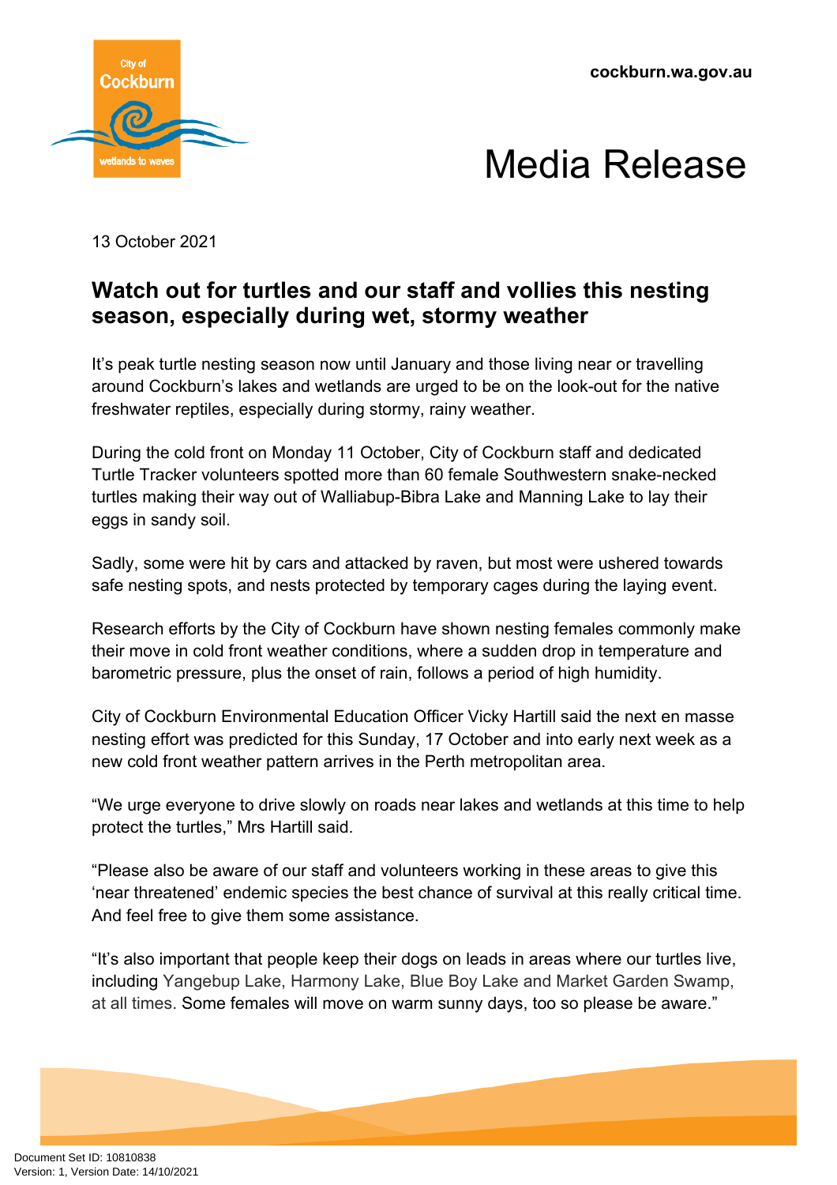cockburn.wa.gov.au

# Media Release

13 October 2021

## Watch out for turtles and our staff and vollies this nesting season, especially during wet, stormy weather

It's peak turtle nesting season now until January and those living near or travelling around Cockburn's lakes and wetlands are urged to be on the look-out for the native freshwater reptiles, especially during stormy, rainy weather.

During the cold front on Monday 11 October, City of Cockburn staff and dedicated Turtle Tracker volunteers spotted more than 60 female Southwestern snake-necked turtles making their way out of Walliabup-Bibra Lake and Manning Lake to lay their eggs in sandy soil.

Sadly, some were hit by cars and attacked by raven, but most were ushered towards safe nesting spots, and nests protected by temporary cages during the laying event.

Research efforts by the City of Cockburn have shown nesting females commonly make their move in cold front weather conditions, where a sudden drop in temperature and barometric pressure, plus the onset of rain, follows a period of high humidity.

City of Cockburn Environmental Education Officer Vicky Hartill said the next en masse nesting effort was predicted for this Sunday, 17 October and into early next week as a new cold front weather pattern arrives in the Perth metropolitan area.

"We urge everyone to drive slowly on roads near lakes and wetlands at this time to help protect the turtles," Mrs Hartill said.

"Please also be aware of our staff and volunteers working in these areas to give this 'near threatened' endemic species the best chance of survival at this really critical time. And feel free to give them some assistance.

"It's also important that people keep their dogs on leads in areas where our turtles live, including Yangebup Lake, Harmony Lake, Blue Boy Lake and Market Garden Swamp, at all times. Some females will move on warm sunny days, too so please be aware."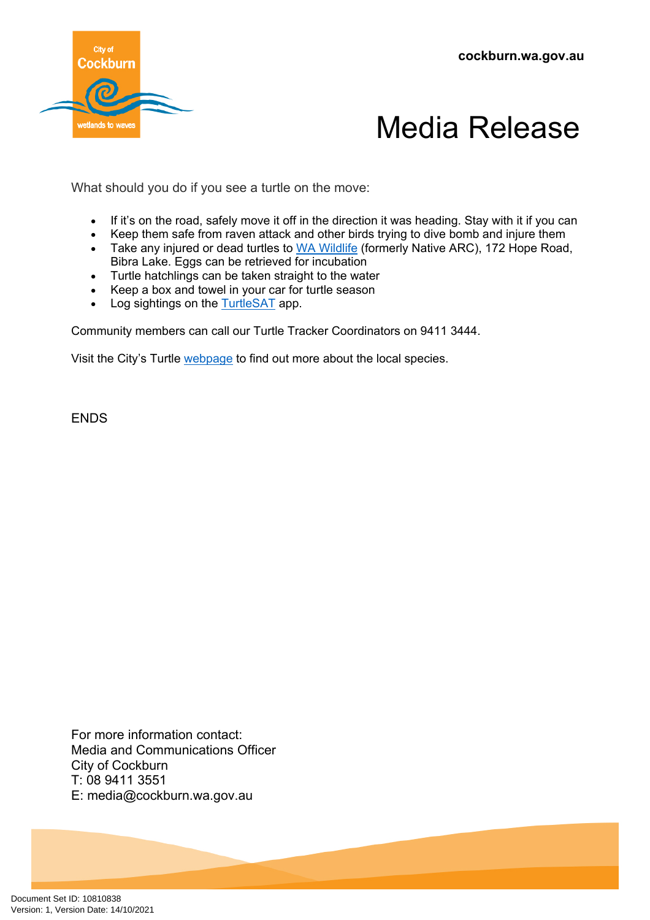What should you do if you see a turtle on the move:

- If it's on the road, safely move it off in the direction it was heading. Stay with it if you can
- Keep them safe from raven attack and other birds trying to dive bomb and injure them
- Take any injured or dead turtles to WA Wildlife (formerly Native ARC), 172 Hope Road, Bibra Lake. Eggs can be retrieved for incubation
- Turtle hatchlings can be taken straight to the water
- Keep a box and towel in your car for turtle season
- Log sightings on the TurtleSAT app.

Community members can call our Turtle Tracker Coordinators on 9411 3444.

Visit the City's Turtle webpage to find out more about the local species.

ENDS

For more information contact:
Media and Communications Officer
City of Cockburn
T: 08 9411 3551
E: media@cockburn.wa.gov.au